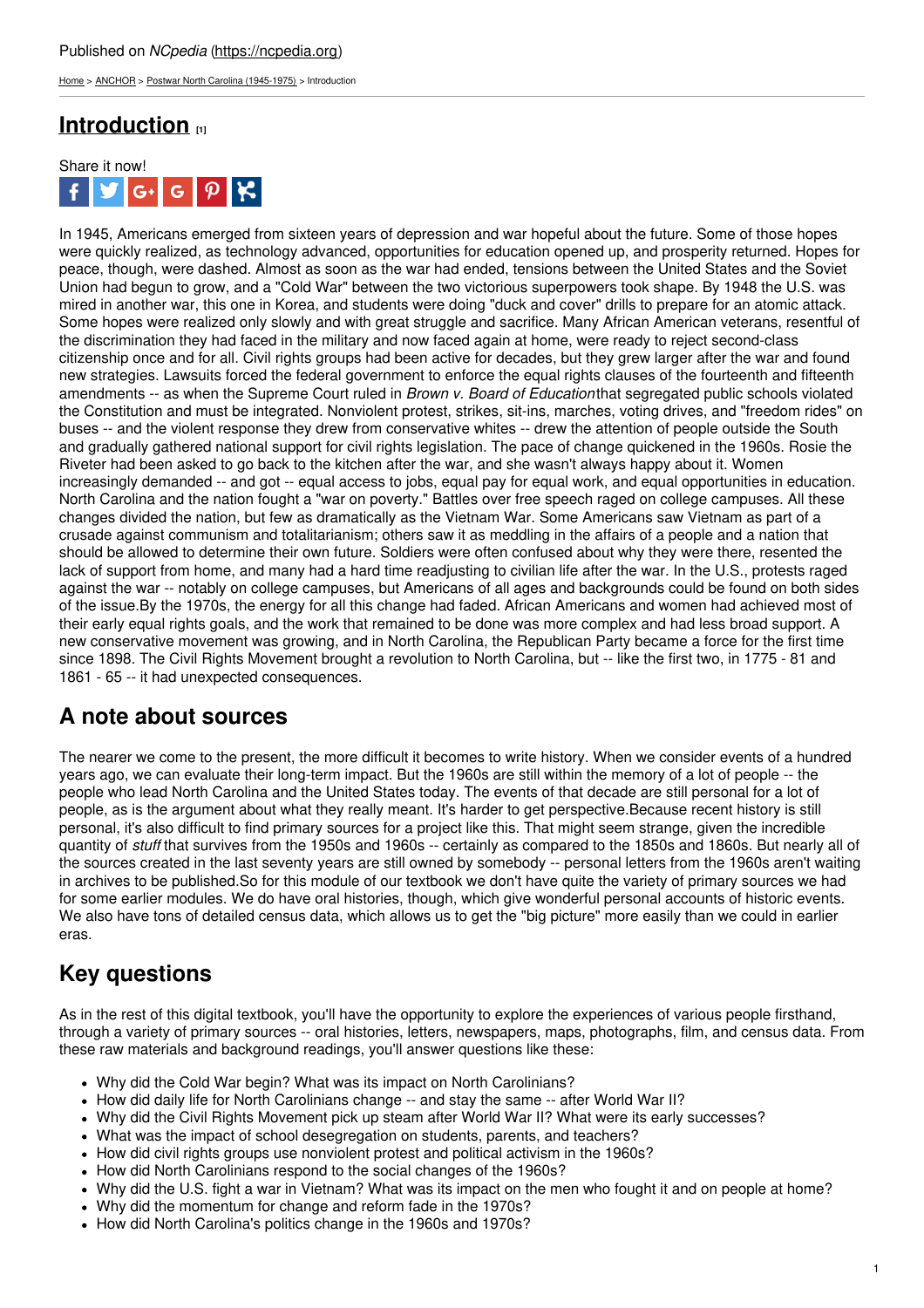Published on *NCpedia* (https://ncpedia.org)

Home > ANCHOR > Postwar North Carolina (1945-1975) > Introduction

# Introduction [1]

Share it now!

In 1945, Americans emerged from sixteen years of depression and war hopeful about the future. Some of those hopes were quickly realized, as technology advanced, opportunities for education opened up, and prosperity returned. Hopes for peace, though, were dashed. Almost as soon as the war had ended, tensions between the United States and the Soviet Union had begun to grow, and a "Cold War" between the two victorious superpowers took shape. By 1948 the U.S. was mired in another war, this one in Korea, and students were doing "duck and cover" drills to prepare for an atomic attack. Some hopes were realized only slowly and with great struggle and sacrifice. Many African American veterans, resentful of the discrimination they had faced in the military and now faced again at home, were ready to reject second-class citizenship once and for all. Civil rights groups had been active for decades, but they grew larger after the war and found new strategies. Lawsuits forced the federal government to enforce the equal rights clauses of the fourteenth and fifteenth amendments -- as when the Supreme Court ruled in *Brown v. Board of Education*that segregated public schools violated the Constitution and must be integrated. Nonviolent protest, strikes, sit-ins, marches, voting drives, and "freedom rides" on buses -- and the violent response they drew from conservative whites -- drew the attention of people outside the South and gradually gathered national support for civil rights legislation. The pace of change quickened in the 1960s. Rosie the Riveter had been asked to go back to the kitchen after the war, and she wasn't always happy about it. Women increasingly demanded -- and got -- equal access to jobs, equal pay for equal work, and equal opportunities in education. North Carolina and the nation fought a "war on poverty." Battles over free speech raged on college campuses. All these changes divided the nation, but few as dramatically as the Vietnam War. Some Americans saw Vietnam as part of a crusade against communism and totalitarianism; others saw it as meddling in the affairs of a people and a nation that should be allowed to determine their own future. Soldiers were often confused about why they were there, resented the lack of support from home, and many had a hard time readjusting to civilian life after the war. In the U.S., protests raged against the war -- notably on college campuses, but Americans of all ages and backgrounds could be found on both sides of the issue.By the 1970s, the energy for all this change had faded. African Americans and women had achieved most of their early equal rights goals, and the work that remained to be done was more complex and had less broad support. A new conservative movement was growing, and in North Carolina, the Republican Party became a force for the first time since 1898. The Civil Rights Movement brought a revolution to North Carolina, but -- like the first two, in 1775 - 81 and 1861 - 65 -- it had unexpected consequences.

## A note about sources

The nearer we come to the present, the more difficult it becomes to write history. When we consider events of a hundred years ago, we can evaluate their long-term impact. But the 1960s are still within the memory of a lot of people -- the people who lead North Carolina and the United States today. The events of that decade are still personal for a lot of people, as is the argument about what they really meant. It's harder to get perspective.Because recent history is still personal, it's also difficult to find primary sources for a project like this. That might seem strange, given the incredible quantity of *stuff* that survives from the 1950s and 1960s -- certainly as compared to the 1850s and 1860s. But nearly all of the sources created in the last seventy years are still owned by somebody -- personal letters from the 1960s aren't waiting in archives to be published.So for this module of our textbook we don't have quite the variety of primary sources we had for some earlier modules. We do have oral histories, though, which give wonderful personal accounts of historic events. We also have tons of detailed census data, which allows us to get the "big picture" more easily than we could in earlier eras.

## Key questions

As in the rest of this digital textbook, you'll have the opportunity to explore the experiences of various people firsthand, through a variety of primary sources -- oral histories, letters, newspapers, maps, photographs, film, and census data. From these raw materials and background readings, you'll answer questions like these:

- Why did the Cold War begin? What was its impact on North Carolinians?
- How did daily life for North Carolinians change -- and stay the same -- after World War II?
- Why did the Civil Rights Movement pick up steam after World War II? What were its early successes?
- What was the impact of school desegregation on students, parents, and teachers?
- How did civil rights groups use nonviolent protest and political activism in the 1960s?
- How did North Carolinians respond to the social changes of the 1960s?
- Why did the U.S. fight a war in Vietnam? What was its impact on the men who fought it and on people at home?
- Why did the momentum for change and reform fade in the 1970s?
- How did North Carolina's politics change in the 1960s and 1970s?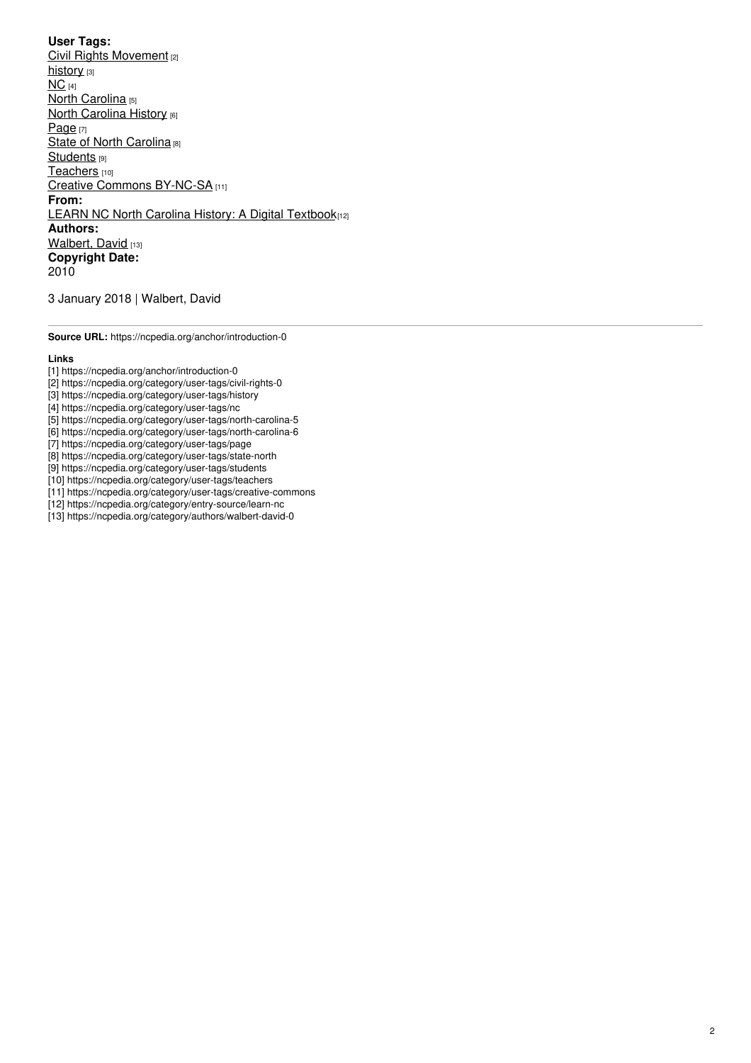**User Tags:**
Civil Rights Movement [2]
history [3]
NC [4]
North Carolina [5]
North Carolina History [6]
Page [7]
State of North Carolina [8]
Students [9]
Teachers [10]
Creative Commons BY-NC-SA [11]
**From:**
LEARN NC North Carolina History: A Digital Textbook [12]
**Authors:**
Walbert, David [13]
**Copyright Date:**
2010

3 January 2018 | Walbert, David

---

**Source URL:** https://ncpedia.org/anchor/introduction-0

**Links**
[1] https://ncpedia.org/anchor/introduction-0
[2] https://ncpedia.org/category/user-tags/civil-rights-0
[3] https://ncpedia.org/category/user-tags/history
[4] https://ncpedia.org/category/user-tags/nc
[5] https://ncpedia.org/category/user-tags/north-carolina-5
[6] https://ncpedia.org/category/user-tags/north-carolina-6
[7] https://ncpedia.org/category/user-tags/page
[8] https://ncpedia.org/category/user-tags/state-north
[9] https://ncpedia.org/category/user-tags/students
[10] https://ncpedia.org/category/user-tags/teachers
[11] https://ncpedia.org/category/user-tags/creative-commons
[12] https://ncpedia.org/category/entry-source/learn-nc
[13] https://ncpedia.org/category/authors/walbert-david-0